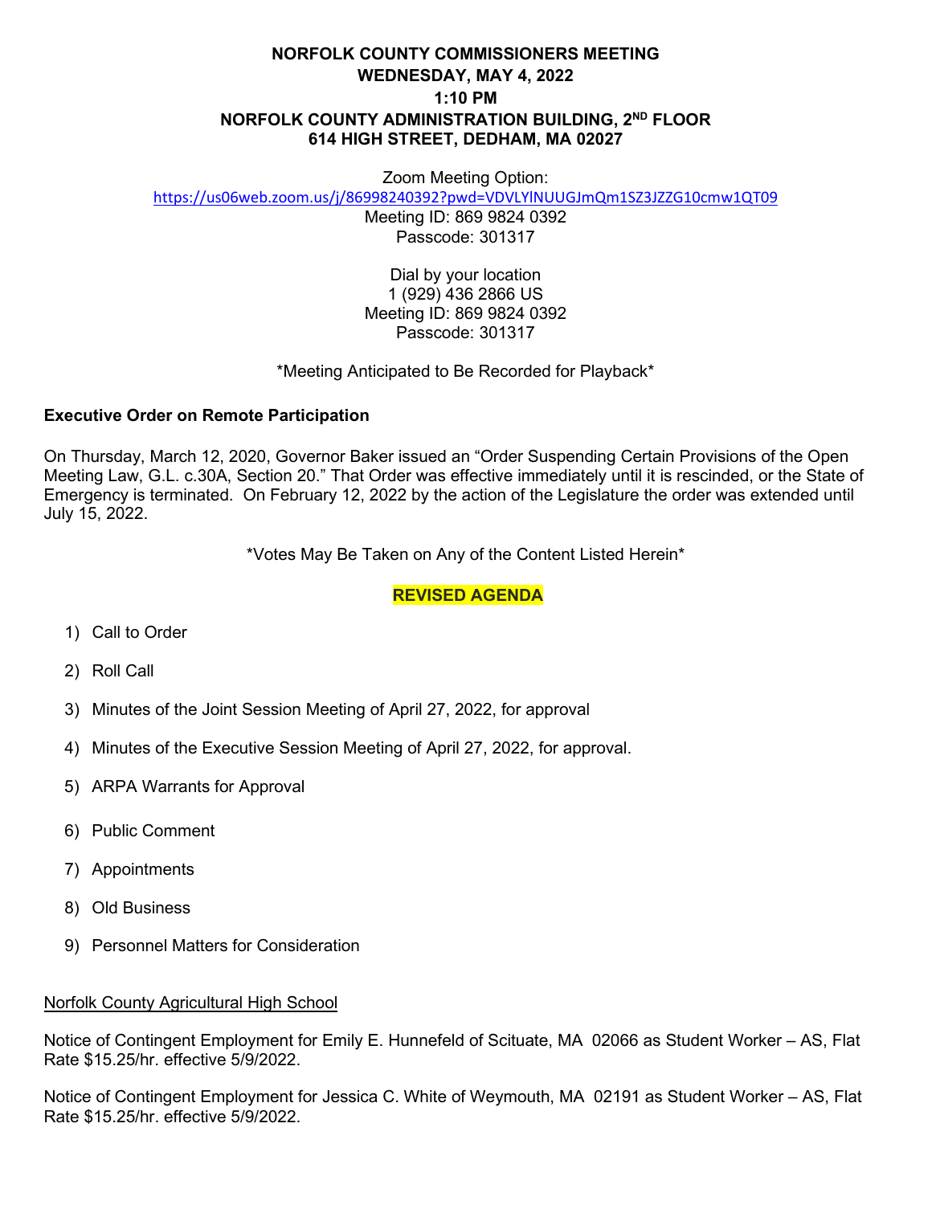# NORFOLK COUNTY COMMISSIONERS MEETING
## WEDNESDAY, MAY 4, 2022
## 1:10 PM
## NORFOLK COUNTY ADMINISTRATION BUILDING, 2ND FLOOR
## 614 HIGH STREET, DEDHAM, MA 02027

Zoom Meeting Option:
https://us06web.zoom.us/j/86998240392?pwd=VDVLYlNUUGJmQm1SZ3JZZG10cmw1QT09
Meeting ID: 869 9824 0392
Passcode: 301317

Dial by your location
1 (929) 436 2866 US
Meeting ID: 869 9824 0392
Passcode: 301317

*Meeting Anticipated to Be Recorded for Playback*

**Executive Order on Remote Participation**

On Thursday, March 12, 2020, Governor Baker issued an "Order Suspending Certain Provisions of the Open Meeting Law, G.L. c.30A, Section 20." That Order was effective immediately until it is rescinded, or the State of Emergency is terminated. On February 12, 2022 by the action of the Legislature the order was extended until July 15, 2022.

*Votes May Be Taken on Any of the Content Listed Herein*

**REVISED AGENDA**

1) Call to Order
2) Roll Call
3) Minutes of the Joint Session Meeting of April 27, 2022, for approval
4) Minutes of the Executive Session Meeting of April 27, 2022, for approval.
5) ARPA Warrants for Approval
6) Public Comment
7) Appointments
8) Old Business
9) Personnel Matters for Consideration

Norfolk County Agricultural High School

Notice of Contingent Employment for Emily E. Hunnefeld of Scituate, MA 02066 as Student Worker – AS, Flat Rate $15.25/hr. effective 5/9/2022.

Notice of Contingent Employment for Jessica C. White of Weymouth, MA 02191 as Student Worker – AS, Flat Rate $15.25/hr. effective 5/9/2022.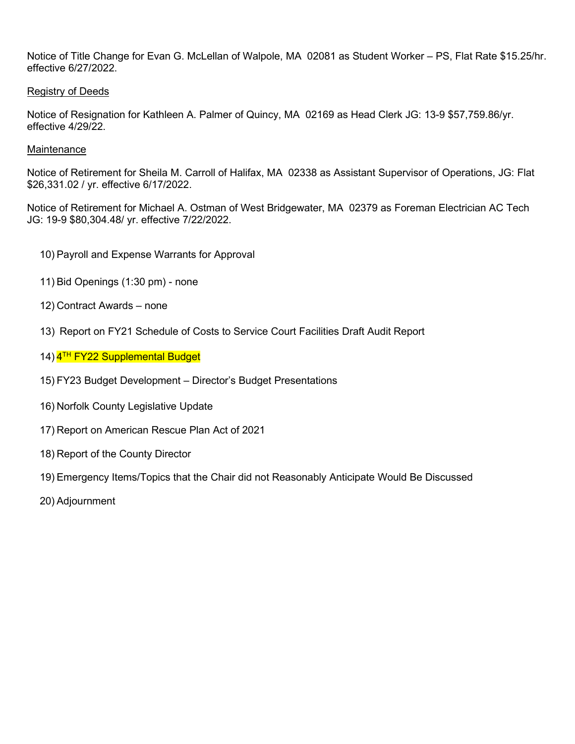Notice of Title Change for Evan G. McLellan of Walpole, MA 02081 as Student Worker – PS, Flat Rate $15.25/hr. effective 6/27/2022.

Registry of Deeds

Notice of Resignation for Kathleen A. Palmer of Quincy, MA 02169 as Head Clerk JG: 13-9 $57,759.86/yr. effective 4/29/22.

Maintenance

Notice of Retirement for Sheila M. Carroll of Halifax, MA 02338 as Assistant Supervisor of Operations, JG: Flat $26,331.02 / yr. effective 6/17/2022.

Notice of Retirement for Michael A. Ostman of West Bridgewater, MA 02379 as Foreman Electrician AC Tech JG: 19-9 $80,304.48/ yr. effective 7/22/2022.

10) Payroll and Expense Warrants for Approval

11) Bid Openings (1:30 pm) - none

12) Contract Awards – none

13) Report on FY21 Schedule of Costs to Service Court Facilities Draft Audit Report

14) 4TH FY22 Supplemental Budget

15) FY23 Budget Development – Director's Budget Presentations

16) Norfolk County Legislative Update

17) Report on American Rescue Plan Act of 2021

18) Report of the County Director

19) Emergency Items/Topics that the Chair did not Reasonably Anticipate Would Be Discussed

20) Adjournment